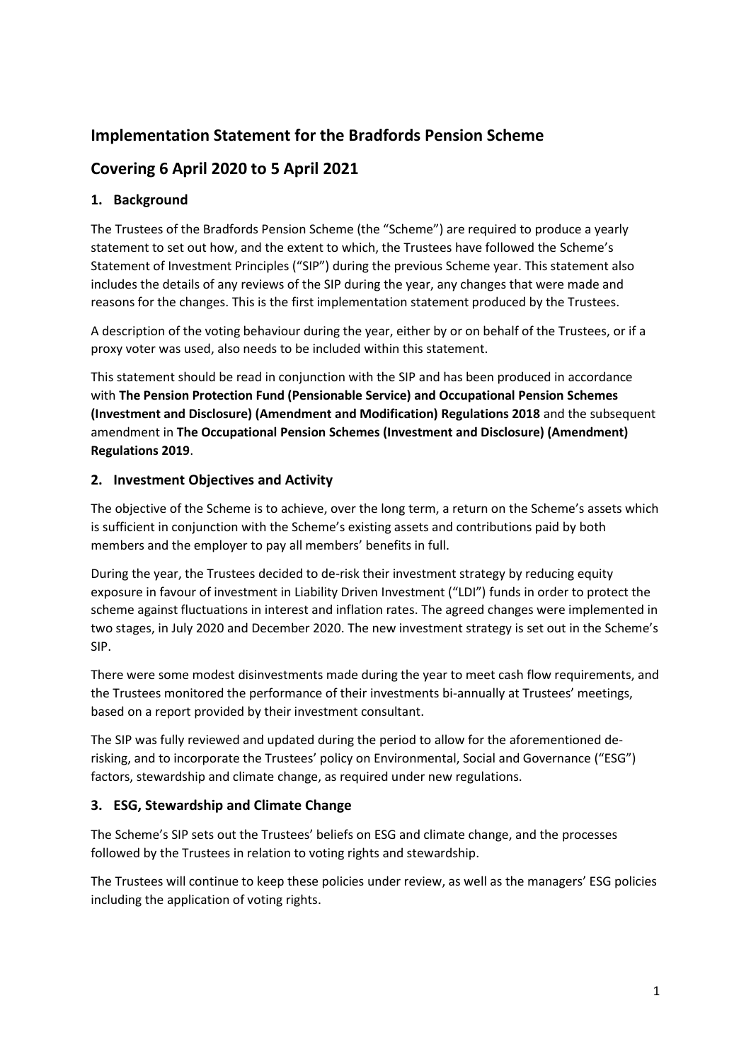# Implementation Statement for the Bradfords Pension Scheme

# Covering 6 April 2020 to 5 April 2021

## 1. Background

The Trustees of the Bradfords Pension Scheme (the "Scheme") are required to produce a yearly statement to set out how, and the extent to which, the Trustees have followed the Scheme's Statement of Investment Principles ("SIP") during the previous Scheme year. This statement also includes the details of any reviews of the SIP during the year, any changes that were made and reasons for the changes. This is the first implementation statement produced by the Trustees.

A description of the voting behaviour during the year, either by or on behalf of the Trustees, or if a proxy voter was used, also needs to be included within this statement.

This statement should be read in conjunction with the SIP and has been produced in accordance with **The Pension Protection Fund (Pensionable Service) and Occupational Pension Schemes (Investment and Disclosure) (Amendment and Modification) Regulations 2018** and the subsequent amendment in **The Occupational Pension Schemes (Investment and Disclosure) (Amendment) Regulations 2019**.

## 2. Investment Objectives and Activity

The objective of the Scheme is to achieve, over the long term, a return on the Scheme's assets which is sufficient in conjunction with the Scheme's existing assets and contributions paid by both members and the employer to pay all members' benefits in full.

During the year, the Trustees decided to de-risk their investment strategy by reducing equity exposure in favour of investment in Liability Driven Investment ("LDI") funds in order to protect the scheme against fluctuations in interest and inflation rates. The agreed changes were implemented in two stages, in July 2020 and December 2020. The new investment strategy is set out in the Scheme's SIP.

There were some modest disinvestments made during the year to meet cash flow requirements, and the Trustees monitored the performance of their investments bi-annually at Trustees' meetings, based on a report provided by their investment consultant.

The SIP was fully reviewed and updated during the period to allow for the aforementioned de-risking, and to incorporate the Trustees' policy on Environmental, Social and Governance ("ESG") factors, stewardship and climate change, as required under new regulations.

## 3. ESG, Stewardship and Climate Change

The Scheme's SIP sets out the Trustees' beliefs on ESG and climate change, and the processes followed by the Trustees in relation to voting rights and stewardship.

The Trustees will continue to keep these policies under review, as well as the managers' ESG policies including the application of voting rights.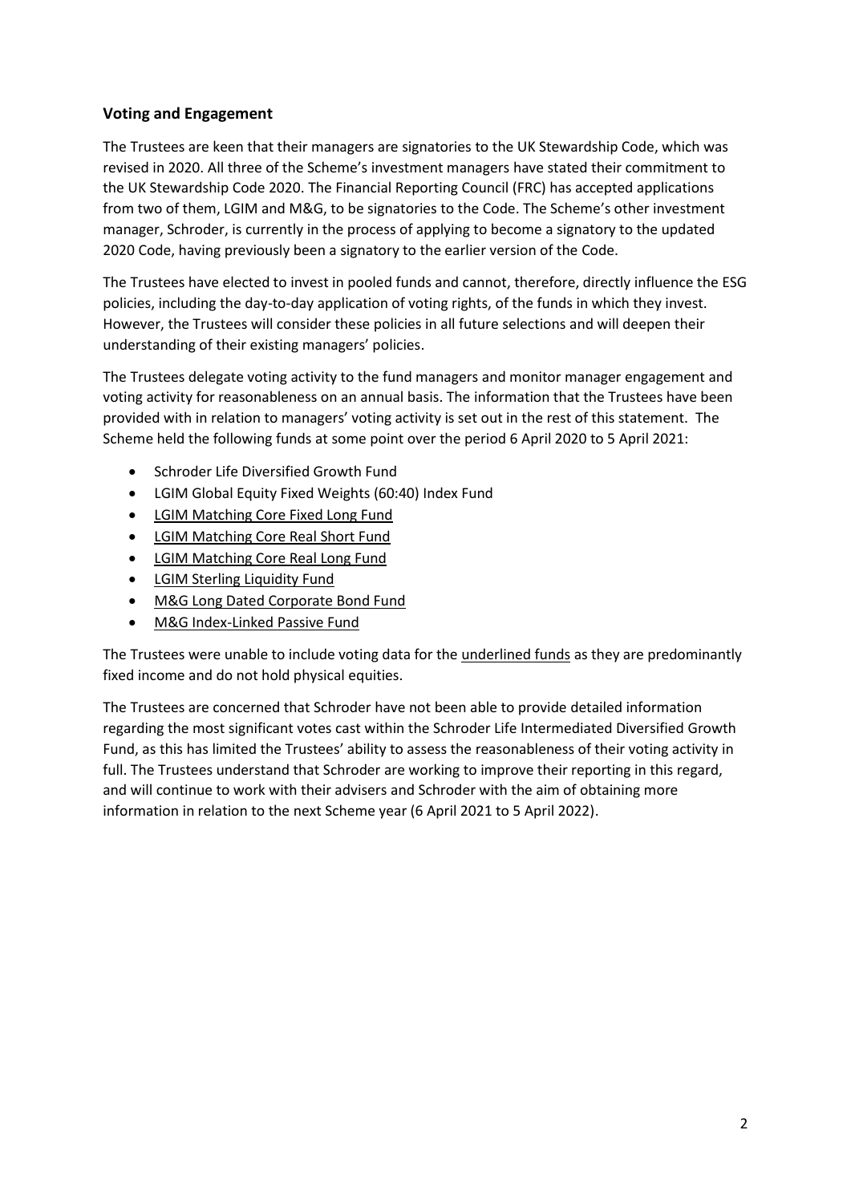## Voting and Engagement

The Trustees are keen that their managers are signatories to the UK Stewardship Code, which was revised in 2020. All three of the Scheme's investment managers have stated their commitment to the UK Stewardship Code 2020. The Financial Reporting Council (FRC) has accepted applications from two of them, LGIM and M&G, to be signatories to the Code. The Scheme's other investment manager, Schroder, is currently in the process of applying to become a signatory to the updated 2020 Code, having previously been a signatory to the earlier version of the Code.

The Trustees have elected to invest in pooled funds and cannot, therefore, directly influence the ESG policies, including the day-to-day application of voting rights, of the funds in which they invest. However, the Trustees will consider these policies in all future selections and will deepen their understanding of their existing managers' policies.

The Trustees delegate voting activity to the fund managers and monitor manager engagement and voting activity for reasonableness on an annual basis. The information that the Trustees have been provided with in relation to managers' voting activity is set out in the rest of this statement. The Scheme held the following funds at some point over the period 6 April 2020 to 5 April 2021:

- Schroder Life Diversified Growth Fund
- LGIM Global Equity Fixed Weights (60:40) Index Fund
- <u>LGIM Matching Core Fixed Long Fund</u>
- <u>LGIM Matching Core Real Short Fund</u>
- <u>LGIM Matching Core Real Long Fund</u>
- <u>LGIM Sterling Liquidity Fund</u>
- <u>M&G Long Dated Corporate Bond Fund</u>
- <u>M&G Index-Linked Passive Fund</u>

The Trustees were unable to include voting data for the <u>underlined funds</u> as they are predominantly fixed income and do not hold physical equities.

The Trustees are concerned that Schroder have not been able to provide detailed information regarding the most significant votes cast within the Schroder Life Intermediated Diversified Growth Fund, as this has limited the Trustees' ability to assess the reasonableness of their voting activity in full. The Trustees understand that Schroder are working to improve their reporting in this regard, and will continue to work with their advisers and Schroder with the aim of obtaining more information in relation to the next Scheme year (6 April 2021 to 5 April 2022).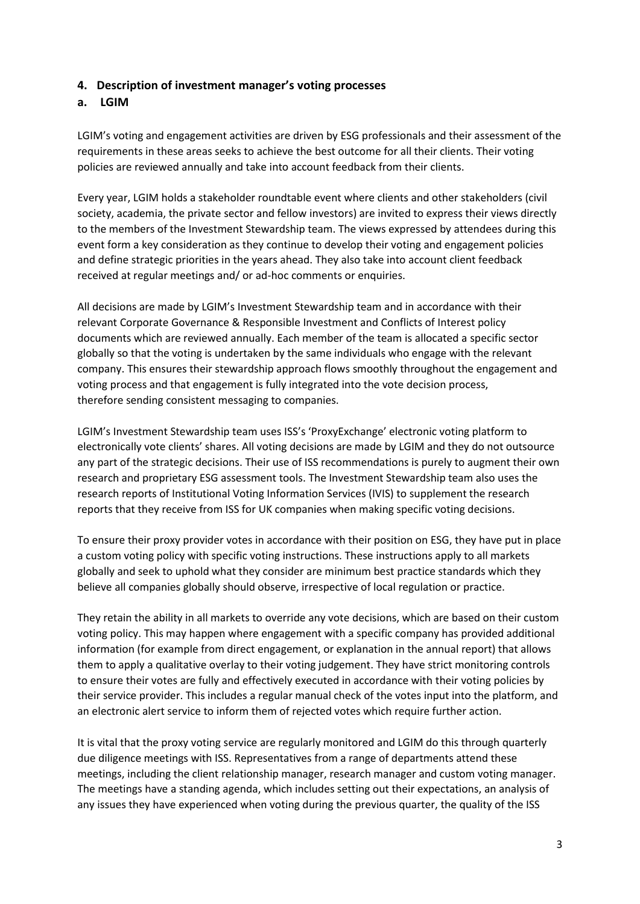## 4. Description of investment manager's voting processes

### a. LGIM

LGIM's voting and engagement activities are driven by ESG professionals and their assessment of the requirements in these areas seeks to achieve the best outcome for all their clients. Their voting policies are reviewed annually and take into account feedback from their clients.

Every year, LGIM holds a stakeholder roundtable event where clients and other stakeholders (civil society, academia, the private sector and fellow investors) are invited to express their views directly to the members of the Investment Stewardship team. The views expressed by attendees during this event form a key consideration as they continue to develop their voting and engagement policies and define strategic priorities in the years ahead. They also take into account client feedback received at regular meetings and/ or ad-hoc comments or enquiries.

All decisions are made by LGIM's Investment Stewardship team and in accordance with their relevant Corporate Governance & Responsible Investment and Conflicts of Interest policy documents which are reviewed annually. Each member of the team is allocated a specific sector globally so that the voting is undertaken by the same individuals who engage with the relevant company. This ensures their stewardship approach flows smoothly throughout the engagement and voting process and that engagement is fully integrated into the vote decision process, therefore sending consistent messaging to companies.

LGIM's Investment Stewardship team uses ISS's 'ProxyExchange' electronic voting platform to electronically vote clients' shares. All voting decisions are made by LGIM and they do not outsource any part of the strategic decisions. Their use of ISS recommendations is purely to augment their own research and proprietary ESG assessment tools. The Investment Stewardship team also uses the research reports of Institutional Voting Information Services (IVIS) to supplement the research reports that they receive from ISS for UK companies when making specific voting decisions.

To ensure their proxy provider votes in accordance with their position on ESG, they have put in place a custom voting policy with specific voting instructions. These instructions apply to all markets globally and seek to uphold what they consider are minimum best practice standards which they believe all companies globally should observe, irrespective of local regulation or practice.

They retain the ability in all markets to override any vote decisions, which are based on their custom voting policy. This may happen where engagement with a specific company has provided additional information (for example from direct engagement, or explanation in the annual report) that allows them to apply a qualitative overlay to their voting judgement. They have strict monitoring controls to ensure their votes are fully and effectively executed in accordance with their voting policies by their service provider. This includes a regular manual check of the votes input into the platform, and an electronic alert service to inform them of rejected votes which require further action.

It is vital that the proxy voting service are regularly monitored and LGIM do this through quarterly due diligence meetings with ISS. Representatives from a range of departments attend these meetings, including the client relationship manager, research manager and custom voting manager. The meetings have a standing agenda, which includes setting out their expectations, an analysis of any issues they have experienced when voting during the previous quarter, the quality of the ISS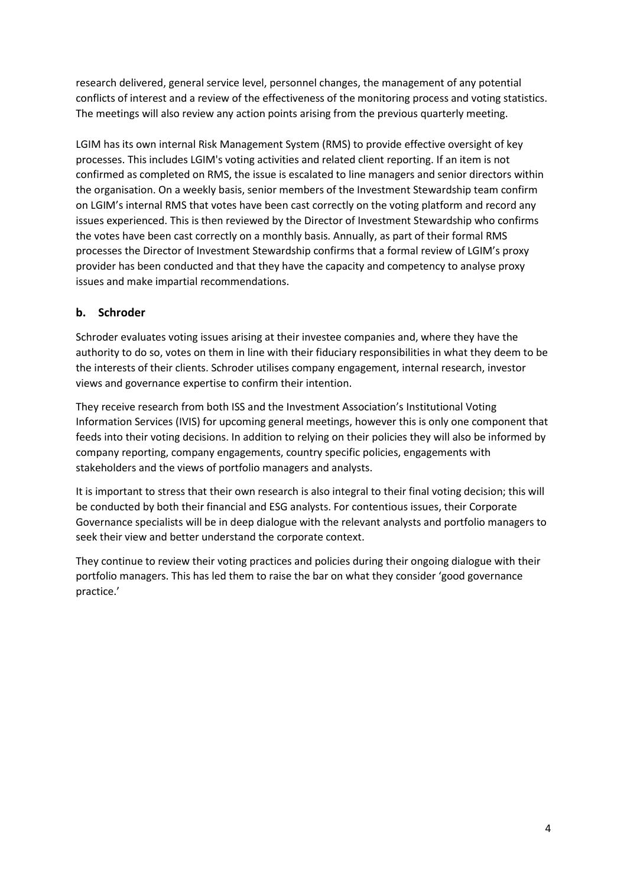research delivered, general service level, personnel changes, the management of any potential conflicts of interest and a review of the effectiveness of the monitoring process and voting statistics. The meetings will also review any action points arising from the previous quarterly meeting.

LGIM has its own internal Risk Management System (RMS) to provide effective oversight of key processes. This includes LGIM's voting activities and related client reporting. If an item is not confirmed as completed on RMS, the issue is escalated to line managers and senior directors within the organisation. On a weekly basis, senior members of the Investment Stewardship team confirm on LGIM's internal RMS that votes have been cast correctly on the voting platform and record any issues experienced. This is then reviewed by the Director of Investment Stewardship who confirms the votes have been cast correctly on a monthly basis. Annually, as part of their formal RMS processes the Director of Investment Stewardship confirms that a formal review of LGIM's proxy provider has been conducted and that they have the capacity and competency to analyse proxy issues and make impartial recommendations.

### b. Schroder

Schroder evaluates voting issues arising at their investee companies and, where they have the authority to do so, votes on them in line with their fiduciary responsibilities in what they deem to be the interests of their clients. Schroder utilises company engagement, internal research, investor views and governance expertise to confirm their intention.

They receive research from both ISS and the Investment Association's Institutional Voting Information Services (IVIS) for upcoming general meetings, however this is only one component that feeds into their voting decisions. In addition to relying on their policies they will also be informed by company reporting, company engagements, country specific policies, engagements with stakeholders and the views of portfolio managers and analysts.

It is important to stress that their own research is also integral to their final voting decision; this will be conducted by both their financial and ESG analysts. For contentious issues, their Corporate Governance specialists will be in deep dialogue with the relevant analysts and portfolio managers to seek their view and better understand the corporate context.

They continue to review their voting practices and policies during their ongoing dialogue with their portfolio managers. This has led them to raise the bar on what they consider 'good governance practice.'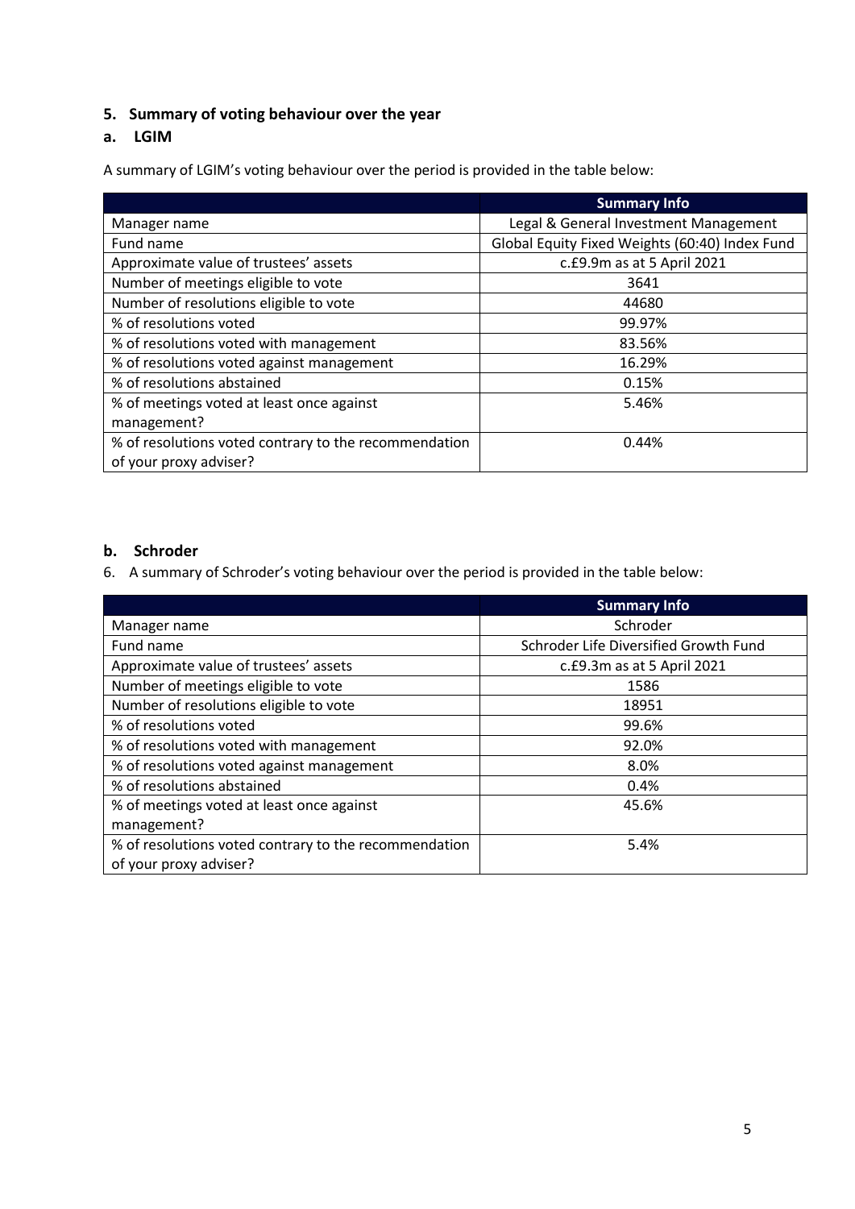## 5. Summary of voting behaviour over the year

### a. LGIM

A summary of LGIM's voting behaviour over the period is provided in the table below:

| | **Summary Info** |
|---|---|
| Manager name | Legal & General Investment Management |
| Fund name | Global Equity Fixed Weights (60:40) Index Fund |
| Approximate value of trustees' assets | c.£9.9m as at 5 April 2021 |
| Number of meetings eligible to vote | 3641 |
| Number of resolutions eligible to vote | 44680 |
| % of resolutions voted | 99.97% |
| % of resolutions voted with management | 83.56% |
| % of resolutions voted against management | 16.29% |
| % of resolutions abstained | 0.15% |
| % of meetings voted at least once against management? | 5.46% |
| % of resolutions voted contrary to the recommendation of your proxy adviser? | 0.44% |

### b. Schroder

6. A summary of Schroder's voting behaviour over the period is provided in the table below:

| | **Summary Info** |
|---|---|
| Manager name | Schroder |
| Fund name | Schroder Life Diversified Growth Fund |
| Approximate value of trustees' assets | c.£9.3m as at 5 April 2021 |
| Number of meetings eligible to vote | 1586 |
| Number of resolutions eligible to vote | 18951 |
| % of resolutions voted | 99.6% |
| % of resolutions voted with management | 92.0% |
| % of resolutions voted against management | 8.0% |
| % of resolutions abstained | 0.4% |
| % of meetings voted at least once against management? | 45.6% |
| % of resolutions voted contrary to the recommendation of your proxy adviser? | 5.4% |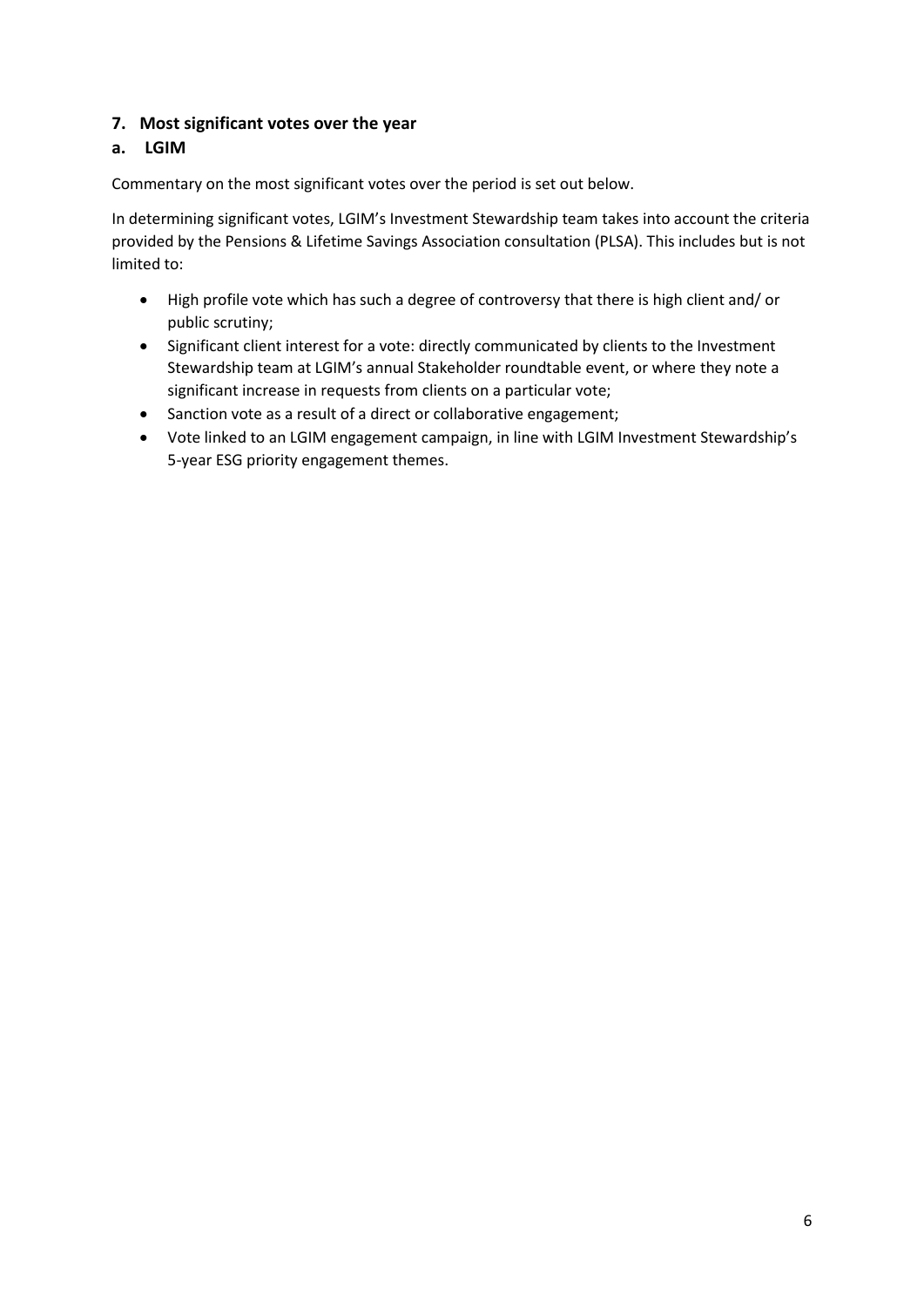## 7. Most significant votes over the year

### a. LGIM

Commentary on the most significant votes over the period is set out below.

In determining significant votes, LGIM's Investment Stewardship team takes into account the criteria provided by the Pensions & Lifetime Savings Association consultation (PLSA). This includes but is not limited to:

- High profile vote which has such a degree of controversy that there is high client and/ or public scrutiny;
- Significant client interest for a vote: directly communicated by clients to the Investment Stewardship team at LGIM's annual Stakeholder roundtable event, or where they note a significant increase in requests from clients on a particular vote;
- Sanction vote as a result of a direct or collaborative engagement;
- Vote linked to an LGIM engagement campaign, in line with LGIM Investment Stewardship's 5-year ESG priority engagement themes.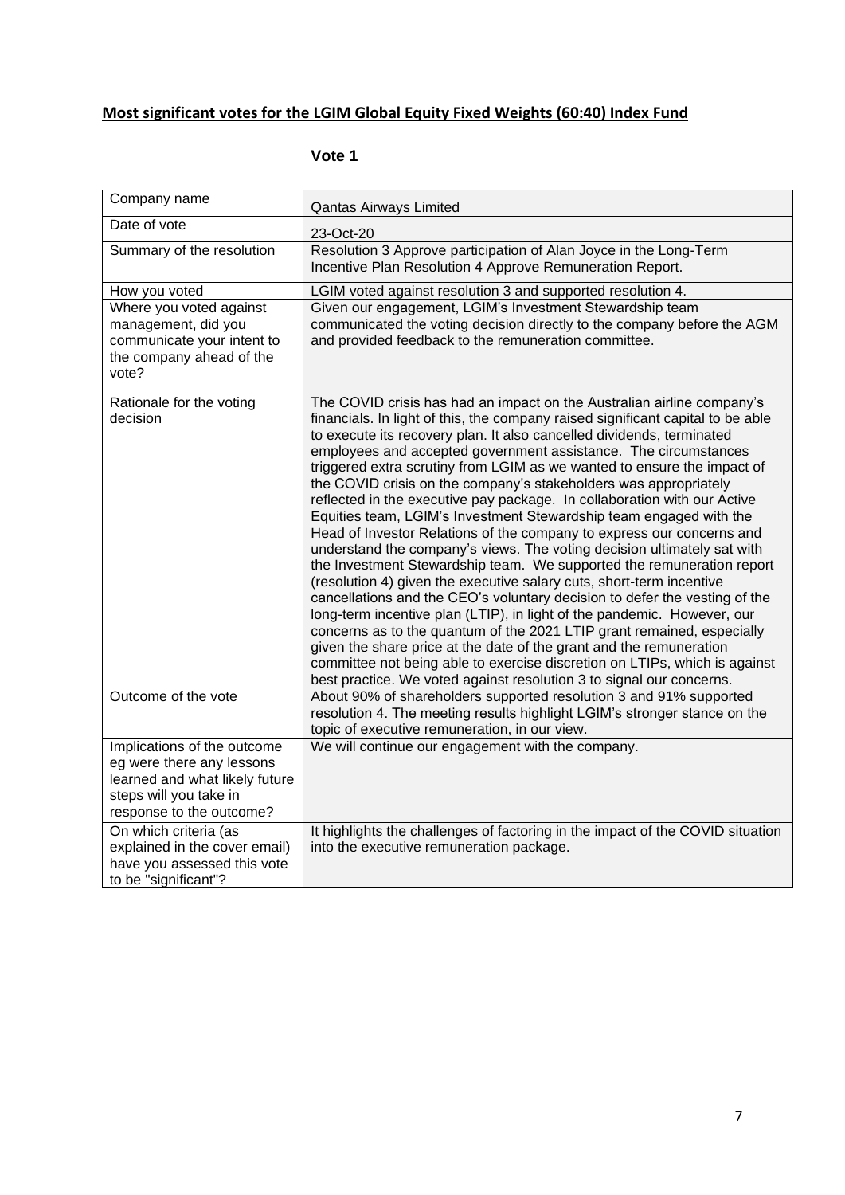## **Most significant votes for the LGIM Global Equity Fixed Weights (60:40) Index Fund**

### Vote 1

| Company name | Qantas Airways Limited |
|---|---|
| Date of vote | 23-Oct-20 |
| Summary of the resolution | Resolution 3 Approve participation of Alan Joyce in the Long-Term Incentive Plan Resolution 4 Approve Remuneration Report. |
| How you voted | LGIM voted against resolution 3 and supported resolution 4. |
| Where you voted against management, did you communicate your intent to the company ahead of the vote? | Given our engagement, LGIM's Investment Stewardship team communicated the voting decision directly to the company before the AGM and provided feedback to the remuneration committee. |
| Rationale for the voting decision | The COVID crisis has had an impact on the Australian airline company's financials. In light of this, the company raised significant capital to be able to execute its recovery plan. It also cancelled dividends, terminated employees and accepted government assistance. The circumstances triggered extra scrutiny from LGIM as we wanted to ensure the impact of the COVID crisis on the company's stakeholders was appropriately reflected in the executive pay package. In collaboration with our Active Equities team, LGIM's Investment Stewardship team engaged with the Head of Investor Relations of the company to express our concerns and understand the company's views. The voting decision ultimately sat with the Investment Stewardship team. We supported the remuneration report (resolution 4) given the executive salary cuts, short-term incentive cancellations and the CEO's voluntary decision to defer the vesting of the long-term incentive plan (LTIP), in light of the pandemic. However, our concerns as to the quantum of the 2021 LTIP grant remained, especially given the share price at the date of the grant and the remuneration committee not being able to exercise discretion on LTIPs, which is against best practice. We voted against resolution 3 to signal our concerns. |
| Outcome of the vote | About 90% of shareholders supported resolution 3 and 91% supported resolution 4. The meeting results highlight LGIM's stronger stance on the topic of executive remuneration, in our view. |
| Implications of the outcome eg were there any lessons learned and what likely future steps will you take in response to the outcome? | We will continue our engagement with the company. |
| On which criteria (as explained in the cover email) have you assessed this vote to be "significant"? | It highlights the challenges of factoring in the impact of the COVID situation into the executive remuneration package. |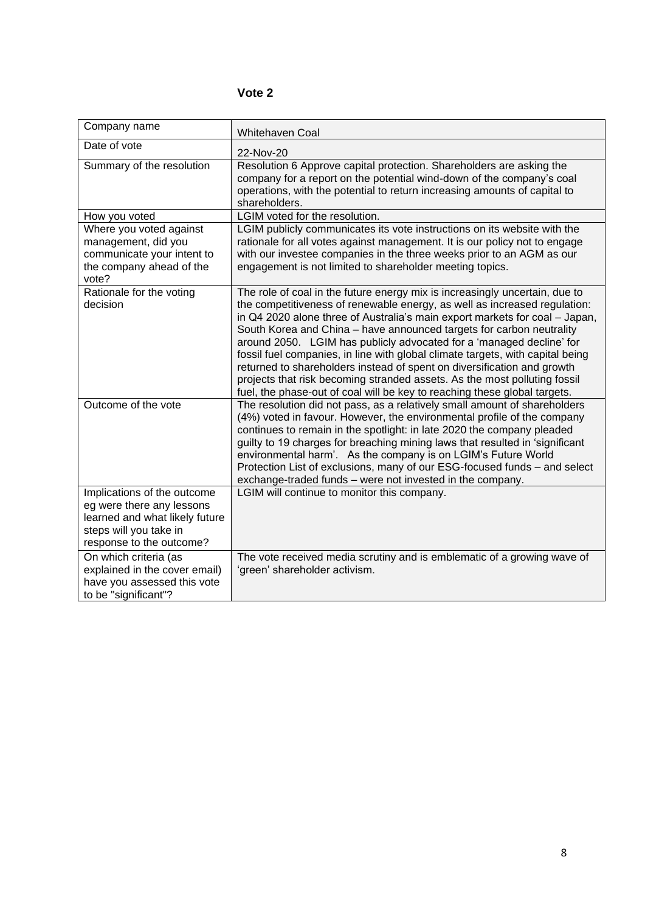## Vote 2

| Company name | Whitehaven Coal |
|---|---|
| Date of vote | 22-Nov-20 |
| Summary of the resolution | Resolution 6 Approve capital protection. Shareholders are asking the company for a report on the potential wind-down of the company's coal operations, with the potential to return increasing amounts of capital to shareholders. |
| How you voted | LGIM voted for the resolution. |
| Where you voted against management, did you communicate your intent to the company ahead of the vote? | LGIM publicly communicates its vote instructions on its website with the rationale for all votes against management. It is our policy not to engage with our investee companies in the three weeks prior to an AGM as our engagement is not limited to shareholder meeting topics. |
| Rationale for the voting decision | The role of coal in the future energy mix is increasingly uncertain, due to the competitiveness of renewable energy, as well as increased regulation: in Q4 2020 alone three of Australia's main export markets for coal – Japan, South Korea and China – have announced targets for carbon neutrality around 2050. LGIM has publicly advocated for a 'managed decline' for fossil fuel companies, in line with global climate targets, with capital being returned to shareholders instead of spent on diversification and growth projects that risk becoming stranded assets. As the most polluting fossil fuel, the phase-out of coal will be key to reaching these global targets. |
| Outcome of the vote | The resolution did not pass, as a relatively small amount of shareholders (4%) voted in favour. However, the environmental profile of the company continues to remain in the spotlight: in late 2020 the company pleaded guilty to 19 charges for breaching mining laws that resulted in 'significant environmental harm'. As the company is on LGIM's Future World Protection List of exclusions, many of our ESG-focused funds – and select exchange-traded funds – were not invested in the company. |
| Implications of the outcome eg were there any lessons learned and what likely future steps will you take in response to the outcome? | LGIM will continue to monitor this company. |
| On which criteria (as explained in the cover email) have you assessed this vote to be "significant"? | The vote received media scrutiny and is emblematic of a growing wave of 'green' shareholder activism. |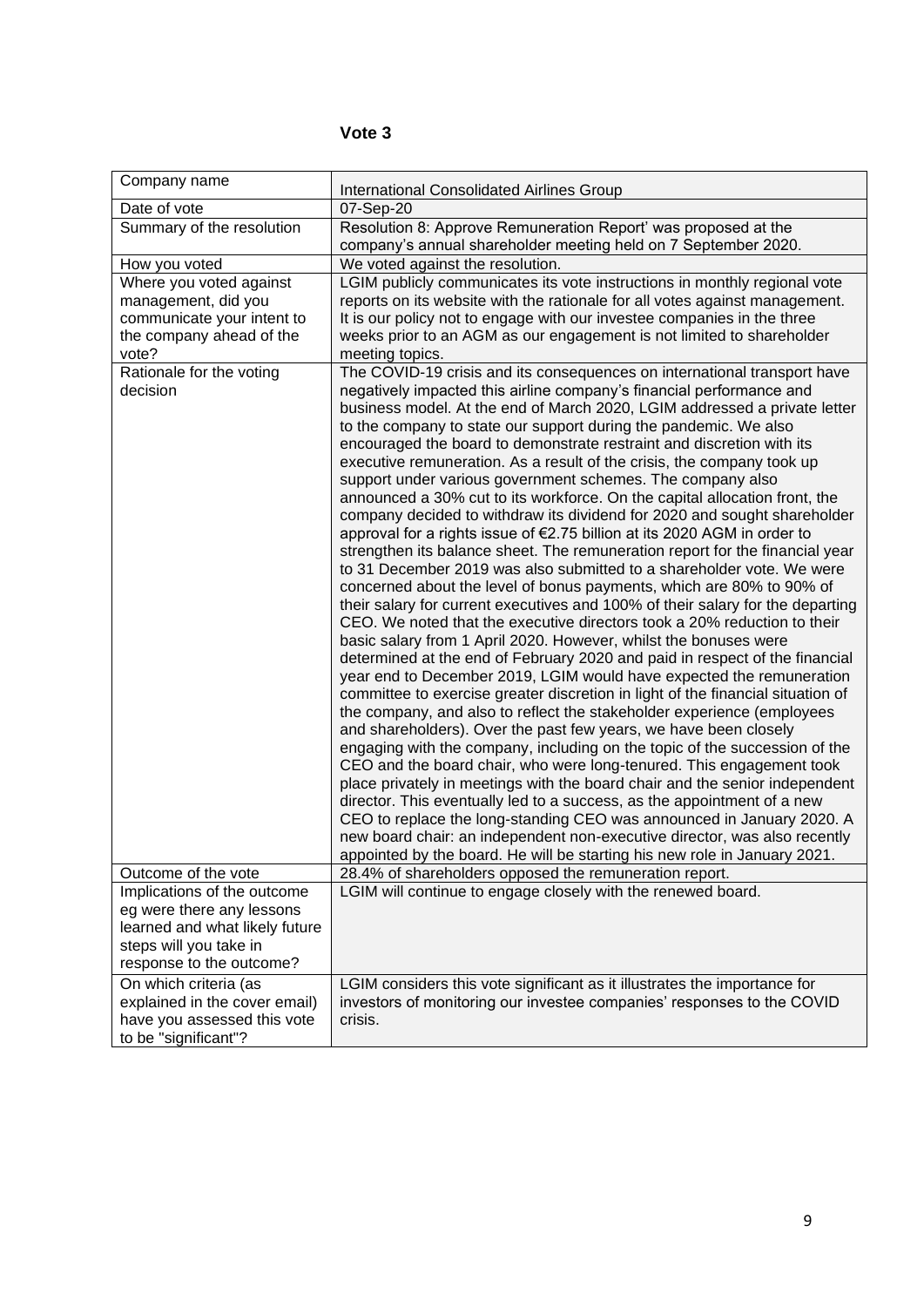## Vote 3

| Company name | International Consolidated Airlines Group |
|---|---|
| Date of vote | 07-Sep-20 |
| Summary of the resolution | Resolution 8: Approve Remuneration Report' was proposed at the company's annual shareholder meeting held on 7 September 2020. |
| How you voted | We voted against the resolution. |
| Where you voted against management, did you communicate your intent to the company ahead of the vote? | LGIM publicly communicates its vote instructions in monthly regional vote reports on its website with the rationale for all votes against management. It is our policy not to engage with our investee companies in the three weeks prior to an AGM as our engagement is not limited to shareholder meeting topics. |
| Rationale for the voting decision | The COVID-19 crisis and its consequences on international transport have negatively impacted this airline company's financial performance and business model. At the end of March 2020, LGIM addressed a private letter to the company to state our support during the pandemic. We also encouraged the board to demonstrate restraint and discretion with its executive remuneration. As a result of the crisis, the company took up support under various government schemes. The company also announced a 30% cut to its workforce. On the capital allocation front, the company decided to withdraw its dividend for 2020 and sought shareholder approval for a rights issue of €2.75 billion at its 2020 AGM in order to strengthen its balance sheet. The remuneration report for the financial year to 31 December 2019 was also submitted to a shareholder vote. We were concerned about the level of bonus payments, which are 80% to 90% of their salary for current executives and 100% of their salary for the departing CEO. We noted that the executive directors took a 20% reduction to their basic salary from 1 April 2020. However, whilst the bonuses were determined at the end of February 2020 and paid in respect of the financial year end to December 2019, LGIM would have expected the remuneration committee to exercise greater discretion in light of the financial situation of the company, and also to reflect the stakeholder experience (employees and shareholders). Over the past few years, we have been closely engaging with the company, including on the topic of the succession of the CEO and the board chair, who were long-tenured. This engagement took place privately in meetings with the board chair and the senior independent director. This eventually led to a success, as the appointment of a new CEO to replace the long-standing CEO was announced in January 2020. A new board chair: an independent non-executive director, was also recently appointed by the board. He will be starting his new role in January 2021. |
| Outcome of the vote | 28.4% of shareholders opposed the remuneration report. |
| Implications of the outcome eg were there any lessons learned and what likely future steps will you take in response to the outcome? | LGIM will continue to engage closely with the renewed board. |
| On which criteria (as explained in the cover email) have you assessed this vote to be "significant"? | LGIM considers this vote significant as it illustrates the importance for investors of monitoring our investee companies' responses to the COVID crisis. |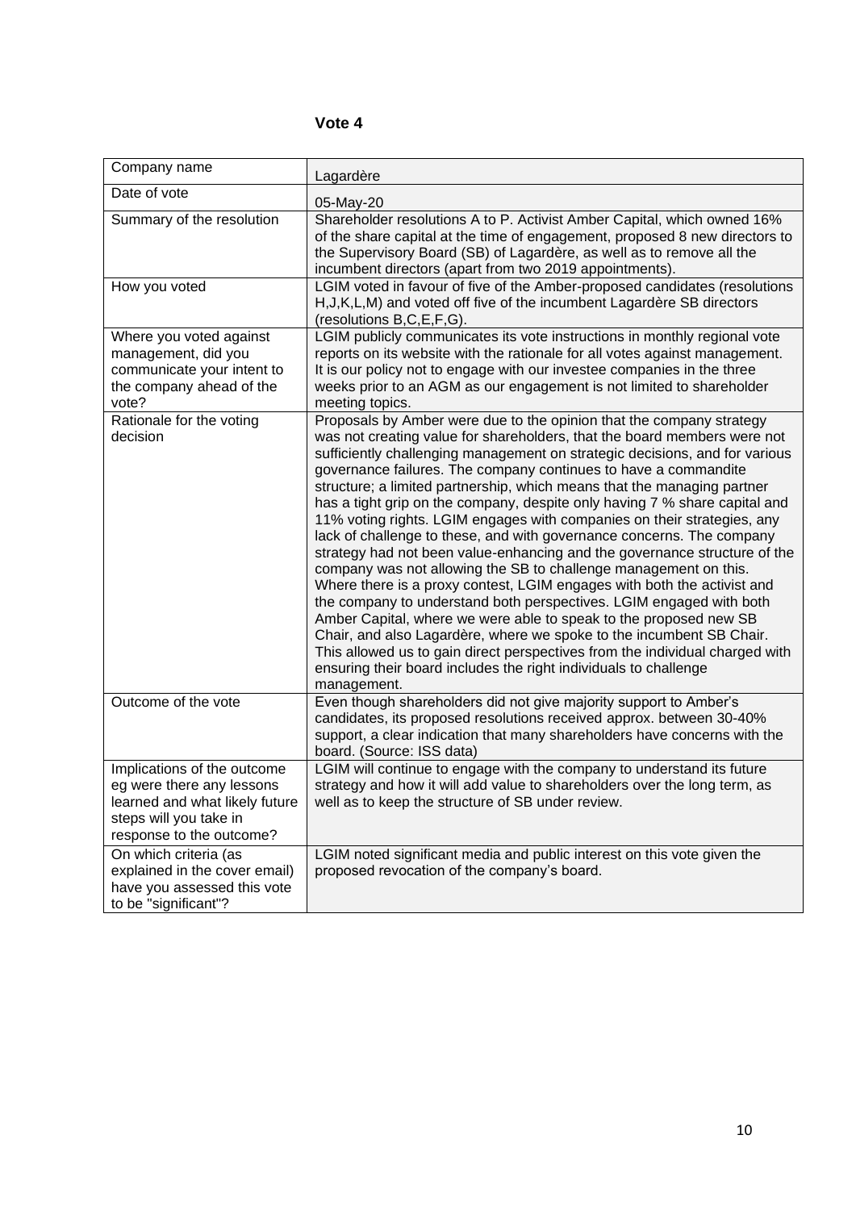# Vote 4

| Company name | Lagardère |
|---|---|
| Date of vote | 05-May-20 |
| Summary of the resolution | Shareholder resolutions A to P. Activist Amber Capital, which owned 16% of the share capital at the time of engagement, proposed 8 new directors to the Supervisory Board (SB) of Lagardère, as well as to remove all the incumbent directors (apart from two 2019 appointments). |
| How you voted | LGIM voted in favour of five of the Amber-proposed candidates (resolutions H,J,K,L,M) and voted off five of the incumbent Lagardère SB directors (resolutions B,C,E,F,G). |
| Where you voted against management, did you communicate your intent to the company ahead of the vote? | LGIM publicly communicates its vote instructions in monthly regional vote reports on its website with the rationale for all votes against management. It is our policy not to engage with our investee companies in the three weeks prior to an AGM as our engagement is not limited to shareholder meeting topics. |
| Rationale for the voting decision | Proposals by Amber were due to the opinion that the company strategy was not creating value for shareholders, that the board members were not sufficiently challenging management on strategic decisions, and for various governance failures. The company continues to have a commandite structure; a limited partnership, which means that the managing partner has a tight grip on the company, despite only having 7 % share capital and 11% voting rights. LGIM engages with companies on their strategies, any lack of challenge to these, and with governance concerns. The company strategy had not been value-enhancing and the governance structure of the company was not allowing the SB to challenge management on this. Where there is a proxy contest, LGIM engages with both the activist and the company to understand both perspectives. LGIM engaged with both Amber Capital, where we were able to speak to the proposed new SB Chair, and also Lagardère, where we spoke to the incumbent SB Chair. This allowed us to gain direct perspectives from the individual charged with ensuring their board includes the right individuals to challenge management. |
| Outcome of the vote | Even though shareholders did not give majority support to Amber's candidates, its proposed resolutions received approx. between 30-40% support, a clear indication that many shareholders have concerns with the board. (Source: ISS data) |
| Implications of the outcome eg were there any lessons learned and what likely future steps will you take in response to the outcome? | LGIM will continue to engage with the company to understand its future strategy and how it will add value to shareholders over the long term, as well as to keep the structure of SB under review. |
| On which criteria (as explained in the cover email) have you assessed this vote to be "significant"? | LGIM noted significant media and public interest on this vote given the proposed revocation of the company's board. |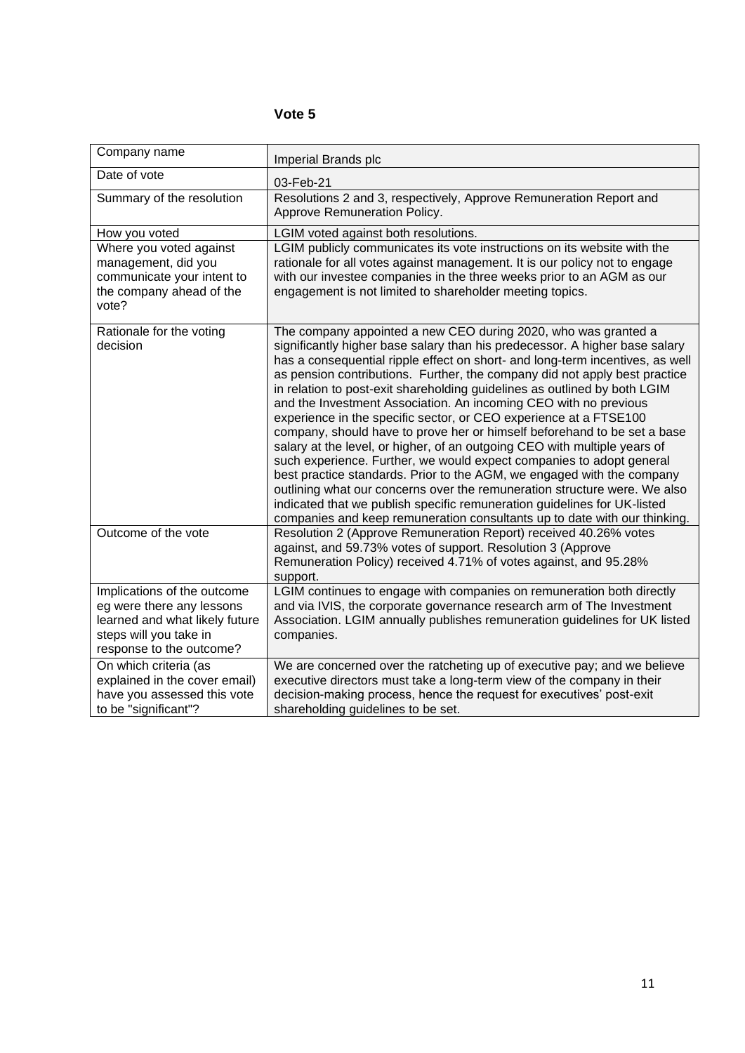## Vote 5

| Company name | Imperial Brands plc |
|---|---|
| Date of vote | 03-Feb-21 |
| Summary of the resolution | Resolutions 2 and 3, respectively, Approve Remuneration Report and Approve Remuneration Policy. |
| How you voted | LGIM voted against both resolutions. |
| Where you voted against management, did you communicate your intent to the company ahead of the vote? | LGIM publicly communicates its vote instructions on its website with the rationale for all votes against management. It is our policy not to engage with our investee companies in the three weeks prior to an AGM as our engagement is not limited to shareholder meeting topics. |
| Rationale for the voting decision | The company appointed a new CEO during 2020, who was granted a significantly higher base salary than his predecessor. A higher base salary has a consequential ripple effect on short- and long-term incentives, as well as pension contributions. Further, the company did not apply best practice in relation to post-exit shareholding guidelines as outlined by both LGIM and the Investment Association. An incoming CEO with no previous experience in the specific sector, or CEO experience at a FTSE100 company, should have to prove her or himself beforehand to be set a base salary at the level, or higher, of an outgoing CEO with multiple years of such experience. Further, we would expect companies to adopt general best practice standards. Prior to the AGM, we engaged with the company outlining what our concerns over the remuneration structure were. We also indicated that we publish specific remuneration guidelines for UK-listed companies and keep remuneration consultants up to date with our thinking. |
| Outcome of the vote | Resolution 2 (Approve Remuneration Report) received 40.26% votes against, and 59.73% votes of support. Resolution 3 (Approve Remuneration Policy) received 4.71% of votes against, and 95.28% support. |
| Implications of the outcome eg were there any lessons learned and what likely future steps will you take in response to the outcome? | LGIM continues to engage with companies on remuneration both directly and via IVIS, the corporate governance research arm of The Investment Association. LGIM annually publishes remuneration guidelines for UK listed companies. |
| On which criteria (as explained in the cover email) have you assessed this vote to be "significant"? | We are concerned over the ratcheting up of executive pay; and we believe executive directors must take a long-term view of the company in their decision-making process, hence the request for executives' post-exit shareholding guidelines to be set. |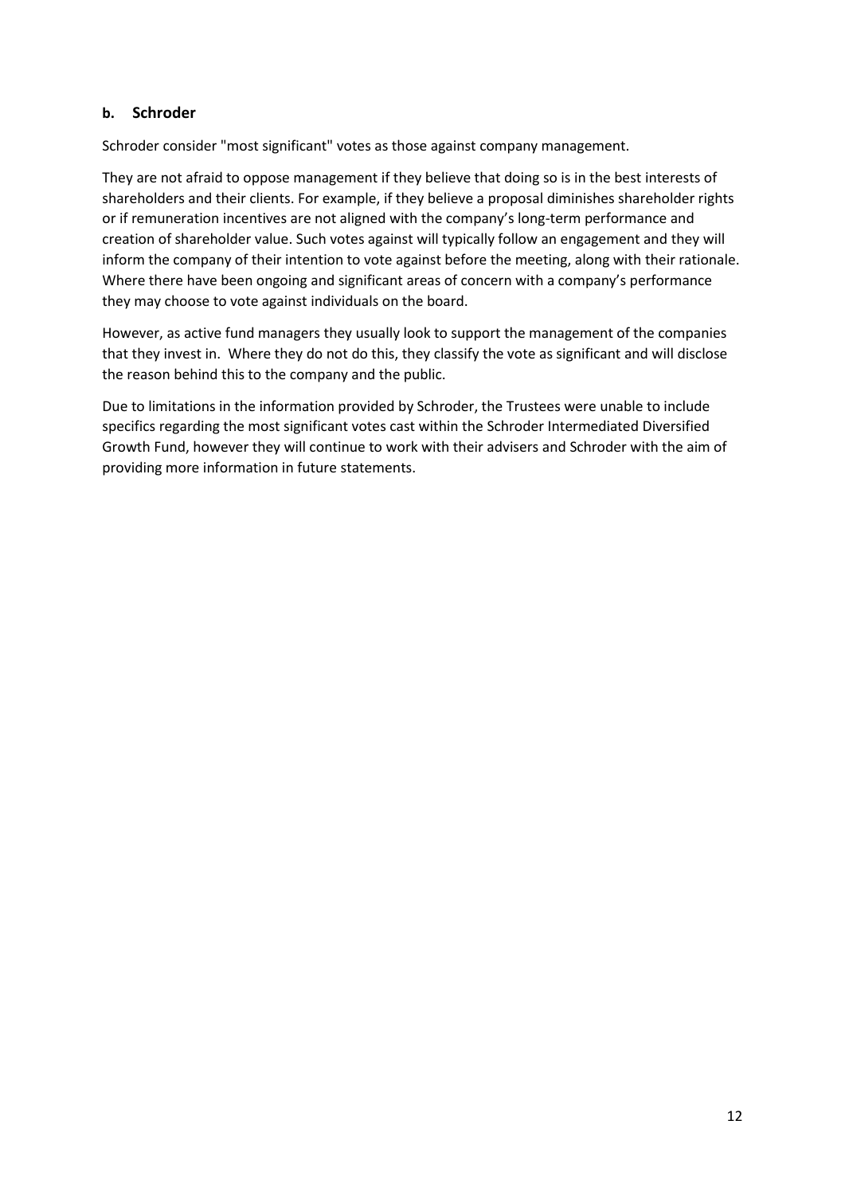### b. Schroder

Schroder consider "most significant" votes as those against company management.

They are not afraid to oppose management if they believe that doing so is in the best interests of shareholders and their clients. For example, if they believe a proposal diminishes shareholder rights or if remuneration incentives are not aligned with the company's long-term performance and creation of shareholder value. Such votes against will typically follow an engagement and they will inform the company of their intention to vote against before the meeting, along with their rationale. Where there have been ongoing and significant areas of concern with a company's performance they may choose to vote against individuals on the board.

However, as active fund managers they usually look to support the management of the companies that they invest in. Where they do not do this, they classify the vote as significant and will disclose the reason behind this to the company and the public.

Due to limitations in the information provided by Schroder, the Trustees were unable to include specifics regarding the most significant votes cast within the Schroder Intermediated Diversified Growth Fund, however they will continue to work with their advisers and Schroder with the aim of providing more information in future statements.